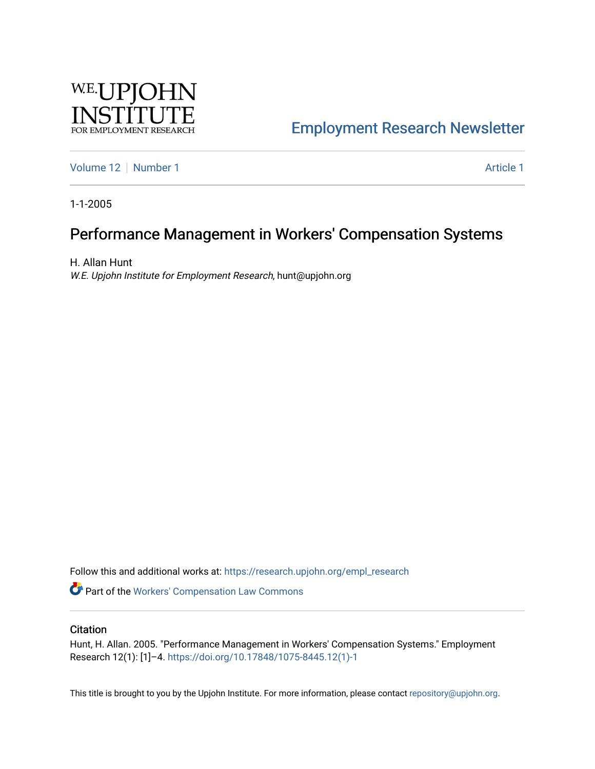W.E. UPJOHN INSTITUTE FOR EMPLOYMENT RESEARCH

Employment Research Newsletter

Volume 12 | Number 1 | Article 1

1-1-2005

# Performance Management in Workers' Compensation Systems

H. Allan Hunt
*W.E. Upjohn Institute for Employment Research*, hunt@upjohn.org

Follow this and additional works at: https://research.upjohn.org/empl_research

Part of the Workers' Compensation Law Commons

## Citation

Hunt, H. Allan. 2005. "Performance Management in Workers' Compensation Systems." Employment Research 12(1): [1]–4. https://doi.org/10.17848/1075-8445.12(1)-1

This title is brought to you by the Upjohn Institute. For more information, please contact repository@upjohn.org.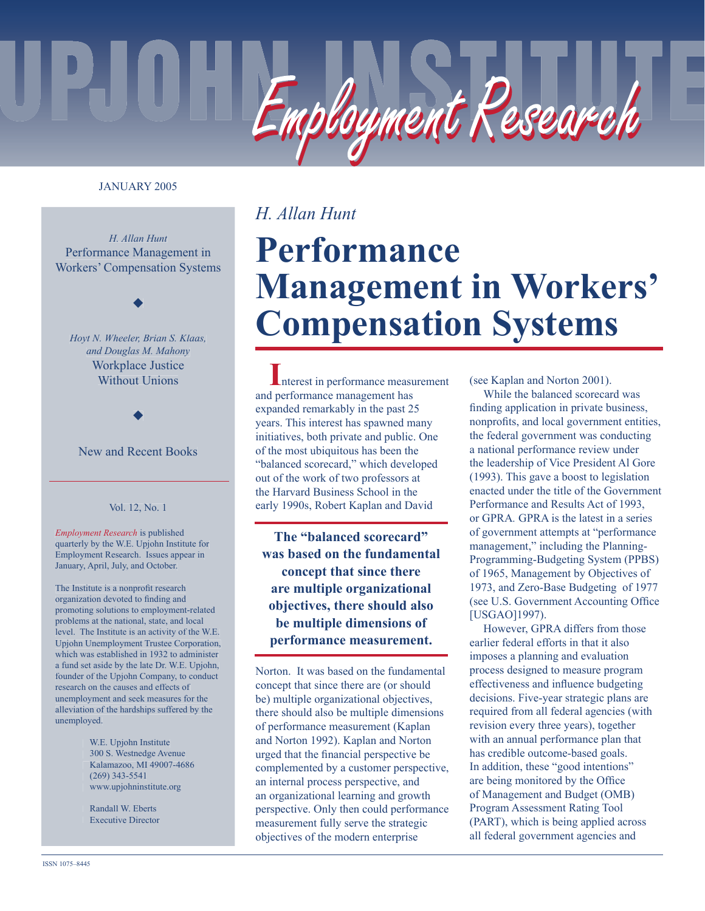JANUARY 2005

*H. Allan Hunt*
Performance Management in Workers' Compensation Systems

◆

*Hoyt N. Wheeler, Brian S. Klaas, and Douglas M. Mahony*
Workplace Justice Without Unions

◆

New and Recent Books

Vol. 12, No. 1

*Employment Research* is published quarterly by the W.E. Upjohn Institute for Employment Research. Issues appear in January, April, July, and October.

The Institute is a nonprofit research organization devoted to finding and promoting solutions to employment-related problems at the national, state, and local level. The Institute is an activity of the W.E. Upjohn Unemployment Trustee Corporation, which was established in 1932 to administer a fund set aside by the late Dr. W.E. Upjohn, founder of the Upjohn Company, to conduct research on the causes and effects of unemployment and seek measures for the alleviation of the hardships suffered by the unemployed.

W.E. Upjohn Institute
300 S. Westnedge Avenue
Kalamazoo, MI 49007-4686
(269) 343-5541
www.upjohninstitute.org

Randall W. Eberts
Executive Director

*H. Allan Hunt*

# Performance Management in Workers' Compensation Systems

Interest in performance measurement and performance management has expanded remarkably in the past 25 years. This interest has spawned many initiatives, both private and public. One of the most ubiquitous has been the "balanced scorecard," which developed out of the work of two professors at the Harvard Business School in the early 1990s, Robert Kaplan and David Norton. It was based on the fundamental concept that since there are (or should be) multiple organizational objectives, there should also be multiple dimensions of performance measurement (Kaplan and Norton 1992). Kaplan and Norton urged that the financial perspective be complemented by a customer perspective, an internal process perspective, and an organizational learning and growth perspective. Only then could performance measurement fully serve the strategic objectives of the modern enterprise (see Kaplan and Norton 2001).

**The "balanced scorecard" was based on the fundamental concept that since there are multiple organizational objectives, there should also be multiple dimensions of performance measurement.**

While the balanced scorecard was finding application in private business, nonprofits, and local government entities, the federal government was conducting a national performance review under the leadership of Vice President Al Gore (1993). This gave a boost to legislation enacted under the title of the Government Performance and Results Act of 1993, or GPRA. GPRA is the latest in a series of government attempts at "performance management," including the Planning-Programming-Budgeting System (PPBS) of 1965, Management by Objectives of 1973, and Zero-Base Budgeting of 1977 (see U.S. Government Accounting Office [USGAO]1997).

However, GPRA differs from those earlier federal efforts in that it also imposes a planning and evaluation process designed to measure program effectiveness and influence budgeting decisions. Five-year strategic plans are required from all federal agencies (with revision every three years), together with an annual performance plan that has credible outcome-based goals. In addition, these "good intentions" are being monitored by the Office of Management and Budget (OMB) Program Assessment Rating Tool (PART), which is being applied across all federal government agencies and

ISSN 1075–8445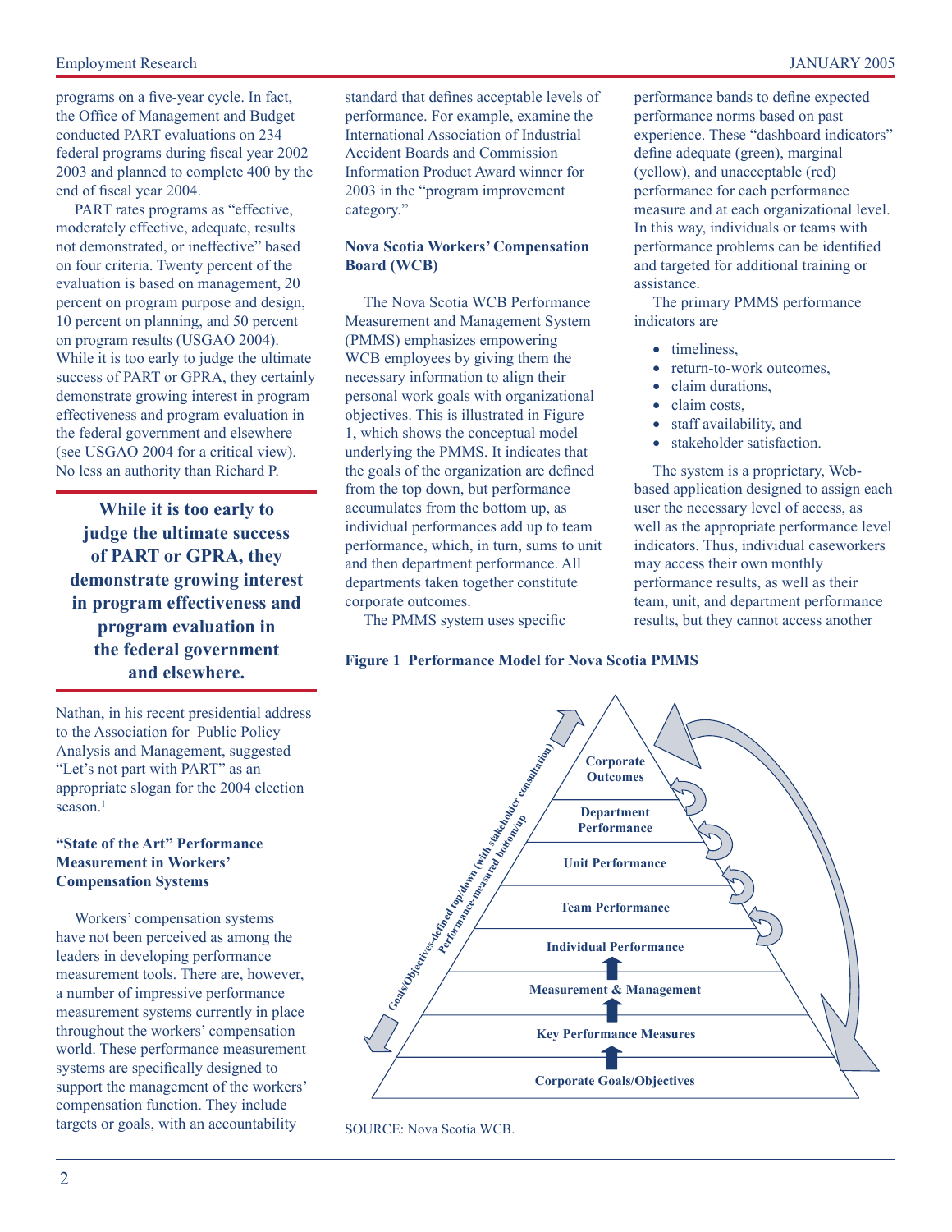programs on a five-year cycle. In fact, the Office of Management and Budget conducted PART evaluations on 234 federal programs during fiscal year 2002–2003 and planned to complete 400 by the end of fiscal year 2004.

PART rates programs as "effective, moderately effective, adequate, results not demonstrated, or ineffective" based on four criteria. Twenty percent of the evaluation is based on management, 20 percent on program purpose and design, 10 percent on planning, and 50 percent on program results (USGAO 2004). While it is too early to judge the ultimate success of PART or GPRA, they certainly demonstrate growing interest in program effectiveness and program evaluation in the federal government and elsewhere (see USGAO 2004 for a critical view). No less an authority than Richard P. Nathan, in his recent presidential address to the Association for Public Policy Analysis and Management, suggested "Let's not part with PART" as an appropriate slogan for the 2004 election season.[1]

> **While it is too early to judge the ultimate success of PART or GPRA, they demonstrate growing interest in program effectiveness and program evaluation in the federal government and elsewhere.**

### "State of the Art" Performance Measurement in Workers' Compensation Systems

Workers' compensation systems have not been perceived as among the leaders in developing performance measurement tools. There are, however, a number of impressive performance measurement systems currently in place throughout the workers' compensation world. These performance measurement systems are specifically designed to support the management of the workers' compensation function. They include targets or goals, with an accountability standard that defines acceptable levels of performance. For example, examine the International Association of Industrial Accident Boards and Commission Information Product Award winner for 2003 in the "program improvement category."

### Nova Scotia Workers' Compensation Board (WCB)

The Nova Scotia WCB Performance Measurement and Management System (PMMS) emphasizes empowering WCB employees by giving them the necessary information to align their personal work goals with organizational objectives. This is illustrated in Figure 1, which shows the conceptual model underlying the PMMS. It indicates that the goals of the organization are defined from the top down, but performance accumulates from the bottom up, as individual performances add up to team performance, which, in turn, sums to unit and then department performance. All departments taken together constitute corporate outcomes.

The PMMS system uses specific performance bands to define expected performance norms based on past experience. These "dashboard indicators" define adequate (green), marginal (yellow), and unacceptable (red) performance for each performance measure and at each organizational level. In this way, individuals or teams with performance problems can be identified and targeted for additional training or assistance.

The primary PMMS performance indicators are

- timeliness,
- return-to-work outcomes,
- claim durations,
- claim costs,
- staff availability, and
- stakeholder satisfaction.

The system is a proprietary, Web-based application designed to assign each user the necessary level of access, as well as the appropriate performance level indicators. Thus, individual caseworkers may access their own monthly performance results, as well as their team, unit, and department performance results, but they cannot access another

**Figure 1 Performance Model for Nova Scotia PMMS**

Goals/Objectives-defined top/down (with stakeholder consultation)
Performance-measured bottom/up

- Corporate Outcomes
- Department Performance
- Unit Performance
- Team Performance
- Individual Performance
- Measurement & Management
- Key Performance Measures
- Corporate Goals/Objectives

SOURCE: Nova Scotia WCB.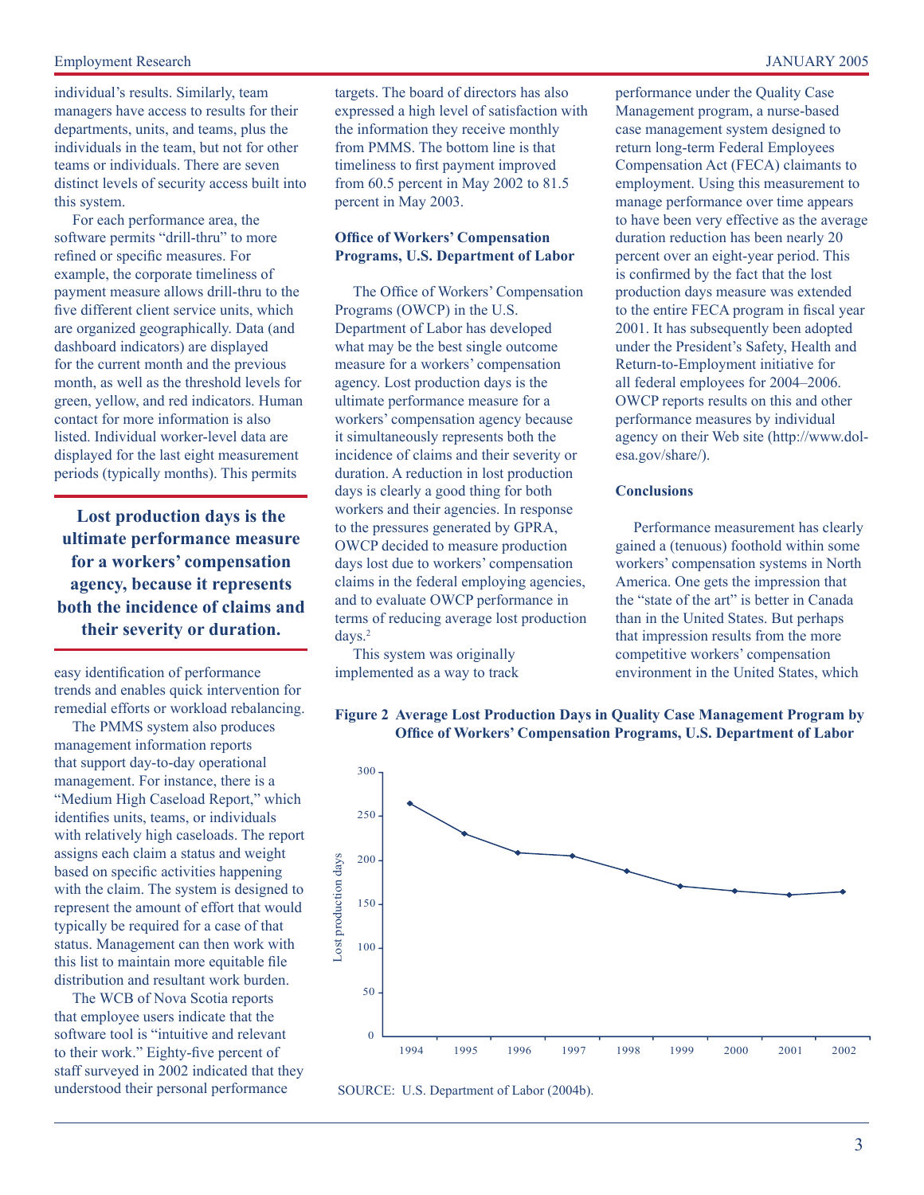individual's results. Similarly, team managers have access to results for their departments, units, and teams, plus the individuals in the team, but not for other teams or individuals. There are seven distinct levels of security access built into this system.

For each performance area, the software permits "drill-thru" to more refined or specific measures. For example, the corporate timeliness of payment measure allows drill-thru to the five different client service units, which are organized geographically. Data (and dashboard indicators) are displayed for the current month and the previous month, as well as the threshold levels for green, yellow, and red indicators. Human contact for more information is also listed. Individual worker-level data are displayed for the last eight measurement periods (typically months). This permits easy identification of performance trends and enables quick intervention for remedial efforts or workload rebalancing.

> **Lost production days is the ultimate performance measure for a workers' compensation agency, because it represents both the incidence of claims and their severity or duration.**

The PMMS system also produces management information reports that support day-to-day operational management. For instance, there is a "Medium High Caseload Report," which identifies units, teams, or individuals with relatively high caseloads. The report assigns each claim a status and weight based on specific activities happening with the claim. The system is designed to represent the amount of effort that would typically be required for a case of that status. Management can then work with this list to maintain more equitable file distribution and resultant work burden.

The WCB of Nova Scotia reports that employee users indicate that the software tool is "intuitive and relevant to their work." Eighty-five percent of staff surveyed in 2002 indicated that they understood their personal performance targets. The board of directors has also expressed a high level of satisfaction with the information they receive monthly from PMMS. The bottom line is that timeliness to first payment improved from 60.5 percent in May 2002 to 81.5 percent in May 2003.

**Office of Workers' Compensation Programs, U.S. Department of Labor**

The Office of Workers' Compensation Programs (OWCP) in the U.S. Department of Labor has developed what may be the best single outcome measure for a workers' compensation agency. Lost production days is the ultimate performance measure for a workers' compensation agency because it simultaneously represents both the incidence of claims and their severity or duration. A reduction in lost production days is clearly a good thing for both workers and their agencies. In response to the pressures generated by GPRA, OWCP decided to measure production days lost due to workers' compensation claims in the federal employing agencies, and to evaluate OWCP performance in terms of reducing average lost production days.[2]

This system was originally implemented as a way to track performance under the Quality Case Management program, a nurse-based case management system designed to return long-term Federal Employees Compensation Act (FECA) claimants to employment. Using this measurement to manage performance over time appears to have been very effective as the average duration reduction has been nearly 20 percent over an eight-year period. This is confirmed by the fact that the lost production days measure was extended to the entire FECA program in fiscal year 2001. It has subsequently been adopted under the President's Safety, Health and Return-to-Employment initiative for all federal employees for 2004–2006. OWCP reports results on this and other performance measures by individual agency on their Web site (http://www.dol-esa.gov/share/).

**Conclusions**

Performance measurement has clearly gained a (tenuous) foothold within some workers' compensation systems in North America. One gets the impression that the "state of the art" is better in Canada than in the United States. But perhaps that impression results from the more competitive workers' compensation environment in the United States, which

**Figure 2 Average Lost Production Days in Quality Case Management Program by Office of Workers' Compensation Programs, U.S. Department of Labor**

| Year | Lost production days (approx.) |
|---|---|
| 1994 | 264 |
| 1995 | 230 |
| 1996 | 208 |
| 1997 | 205 |
| 1998 | 188 |
| 1999 | 171 |
| 2000 | 166 |
| 2001 | 161 |
| 2002 | 165 |

SOURCE: U.S. Department of Labor (2004b).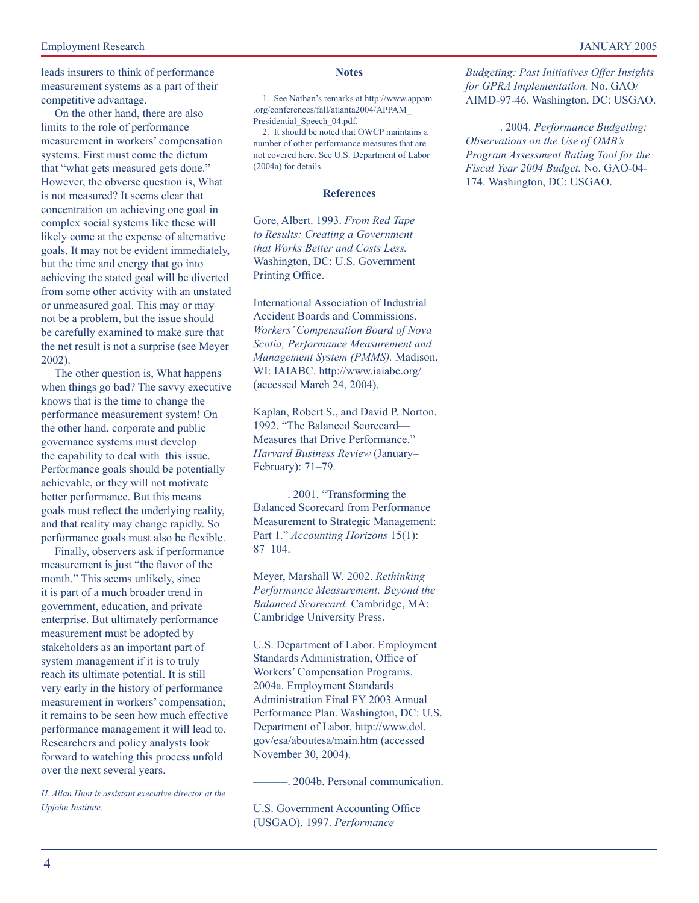leads insurers to think of performance measurement systems as a part of their competitive advantage.

On the other hand, there are also limits to the role of performance measurement in workers' compensation systems. First must come the dictum that "what gets measured gets done." However, the obverse question is, What is not measured? It seems clear that concentration on achieving one goal in complex social systems like these will likely come at the expense of alternative goals. It may not be evident immediately, but the time and energy that go into achieving the stated goal will be diverted from some other activity with an unstated or unmeasured goal. This may or may not be a problem, but the issue should be carefully examined to make sure that the net result is not a surprise (see Meyer 2002).

The other question is, What happens when things go bad? The savvy executive knows that is the time to change the performance measurement system! On the other hand, corporate and public governance systems must develop the capability to deal with this issue. Performance goals should be potentially achievable, or they will not motivate better performance. But this means goals must reflect the underlying reality, and that reality may change rapidly. So performance goals must also be flexible.

Finally, observers ask if performance measurement is just "the flavor of the month." This seems unlikely, since it is part of a much broader trend in government, education, and private enterprise. But ultimately performance measurement must be adopted by stakeholders as an important part of system management if it is to truly reach its ultimate potential. It is still very early in the history of performance measurement in workers' compensation; it remains to be seen how much effective performance management it will lead to. Researchers and policy analysts look forward to watching this process unfold over the next several years.

*H. Allan Hunt is assistant executive director at the Upjohn Institute.*

**Notes**

1. See Nathan's remarks at http://www.appam.org/conferences/fall/atlanta2004/APPAM_Presidential_Speech_04.pdf.
2. It should be noted that OWCP maintains a number of other performance measures that are not covered here. See U.S. Department of Labor (2004a) for details.

**References**

Gore, Albert. 1993. *From Red Tape to Results: Creating a Government that Works Better and Costs Less.* Washington, DC: U.S. Government Printing Office.

International Association of Industrial Accident Boards and Commissions. *Workers' Compensation Board of Nova Scotia, Performance Measurement and Management System (PMMS).* Madison, WI: IAIABC. http://www.iaiabc.org/ (accessed March 24, 2004).

Kaplan, Robert S., and David P. Norton. 1992. "The Balanced Scorecard—Measures that Drive Performance." *Harvard Business Review* (January–February): 71–79.

———. 2001. "Transforming the Balanced Scorecard from Performance Measurement to Strategic Management: Part 1." *Accounting Horizons* 15(1): 87–104.

Meyer, Marshall W. 2002. *Rethinking Performance Measurement: Beyond the Balanced Scorecard.* Cambridge, MA: Cambridge University Press.

U.S. Department of Labor. Employment Standards Administration, Office of Workers' Compensation Programs. 2004a. Employment Standards Administration Final FY 2003 Annual Performance Plan. Washington, DC: U.S. Department of Labor. http://www.dol.gov/esa/aboutesa/main.htm (accessed November 30, 2004).

———. 2004b. Personal communication.

U.S. Government Accounting Office (USGAO). 1997. *Performance Budgeting: Past Initiatives Offer Insights for GPRA Implementation.* No. GAO/AIMD-97-46. Washington, DC: USGAO.

———. 2004. *Performance Budgeting: Observations on the Use of OMB's Program Assessment Rating Tool for the Fiscal Year 2004 Budget.* No. GAO-04-174. Washington, DC: USGAO.